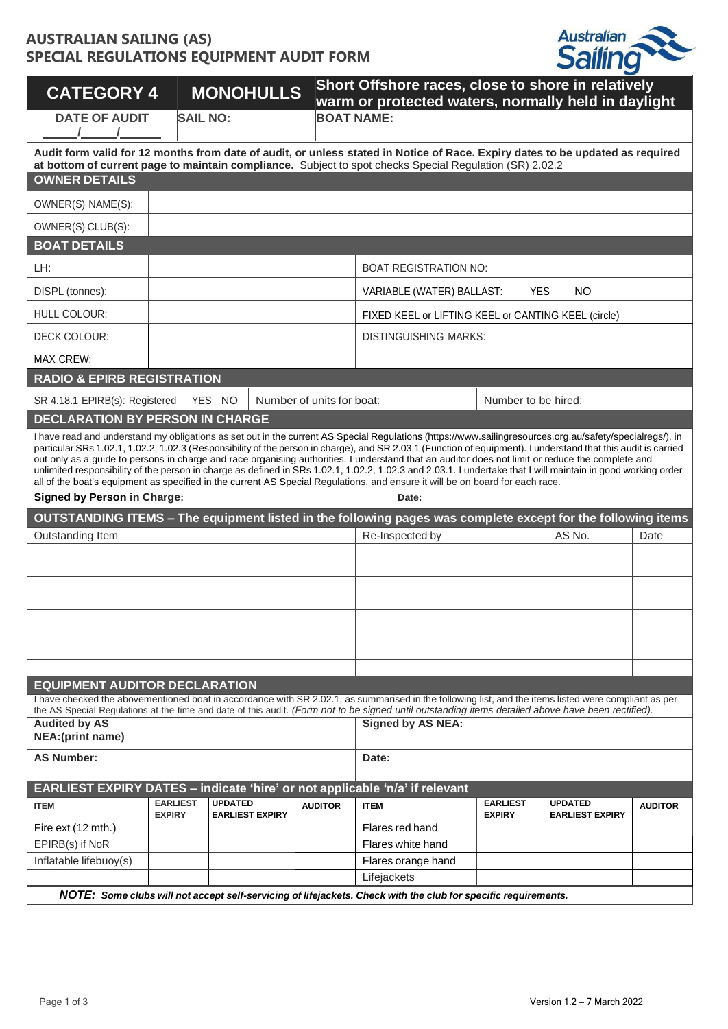# AUSTRALIAN SAILING (AS)
# SPECIAL REGULATIONS EQUIPMENT AUDIT FORM

| CATEGORY 4 | MONOHULLS | Short Offshore races, close to shore in relatively warm or protected waters, normally held in daylight |
|---|---|---|
| DATE OF AUDIT ____/____/____ | SAIL NO: | BOAT NAME: |

**Audit form valid for 12 months from date of audit, or unless stated in Notice of Race. Expiry dates to be updated as required at bottom of current page to maintain compliance.** Subject to spot checks Special Regulation (SR) 2.02.2

## OWNER DETAILS

| | |
|---|---|
| OWNER(S) NAME(S): | |
| OWNER(S) CLUB(S): | |

## BOAT DETAILS

| | | | |
|---|---|---|---|
| LH: | | BOAT REGISTRATION NO: | |
| DISPL (tonnes): | | VARIABLE (WATER) BALLAST: YES NO | |
| HULL COLOUR: | | FIXED KEEL or LIFTING KEEL or CANTING KEEL (circle) | |
| DECK COLOUR: | | DISTINGUISHING MARKS: | |
| MAX CREW: | | | |

## RADIO & EPIRB REGISTRATION

| | | |
|---|---|---|
| SR 4.18.1 EPIRB(s): Registered YES NO | Number of units for boat: | Number to be hired: |

## DECLARATION BY PERSON IN CHARGE

I have read and understand my obligations as set out in the current AS Special Regulations (https://www.sailingresources.org.au/safety/specialregs/), in particular SRs 1.02.1, 1.02.2, 1.02.3 (Responsibility of the person in charge), and SR 2.03.1 (Function of equipment). I understand that this audit is carried out only as a guide to persons in charge and race organising authorities. I understand that an auditor does not limit or reduce the complete and unlimited responsibility of the person in charge as defined in SRs 1.02.1, 1.02.2, 1.02.3 and 2.03.1. I undertake that I will maintain in good working order all of the boat's equipment as specified in the current AS Special Regulations, and ensure it will be on board for each race.

**Signed by Person in Charge:** **Date:**

## OUTSTANDING ITEMS – The equipment listed in the following pages was complete except for the following items

| Outstanding Item | Re-Inspected by | AS No. | Date |
|---|---|---|---|
| | | | |
| | | | |
| | | | |
| | | | |
| | | | |
| | | | |
| | | | |
| | | | |

## EQUIPMENT AUDITOR DECLARATION

I have checked the abovementioned boat in accordance with SR 2.02.1, as summarised in the following list, and the items listed were compliant as per the AS Special Regulations at the time and date of this audit. *(Form not to be signed until outstanding items detailed above have been rectified).*

| | |
|---|---|
| **Audited by AS NEA:(print name)** | **Signed by AS NEA:** |
| **AS Number:** | **Date:** |

## EARLIEST EXPIRY DATES – indicate 'hire' or not applicable 'n/a' if relevant

| ITEM | EARLIEST EXPIRY | UPDATED EARLIEST EXPIRY | AUDITOR | ITEM | EARLIEST EXPIRY | UPDATED EARLIEST EXPIRY | AUDITOR |
|---|---|---|---|---|---|---|---|
| Fire ext (12 mth.) | | | | Flares red hand | | | |
| EPIRB(s) if NoR | | | | Flares white hand | | | |
| Inflatable lifebuoy(s) | | | | Flares orange hand | | | |
| | | | | Lifejackets | | | |

***NOTE:** Some clubs will not accept self-servicing of lifejackets. Check with the club for specific requirements.*

Version 1.2 – 7 March 2022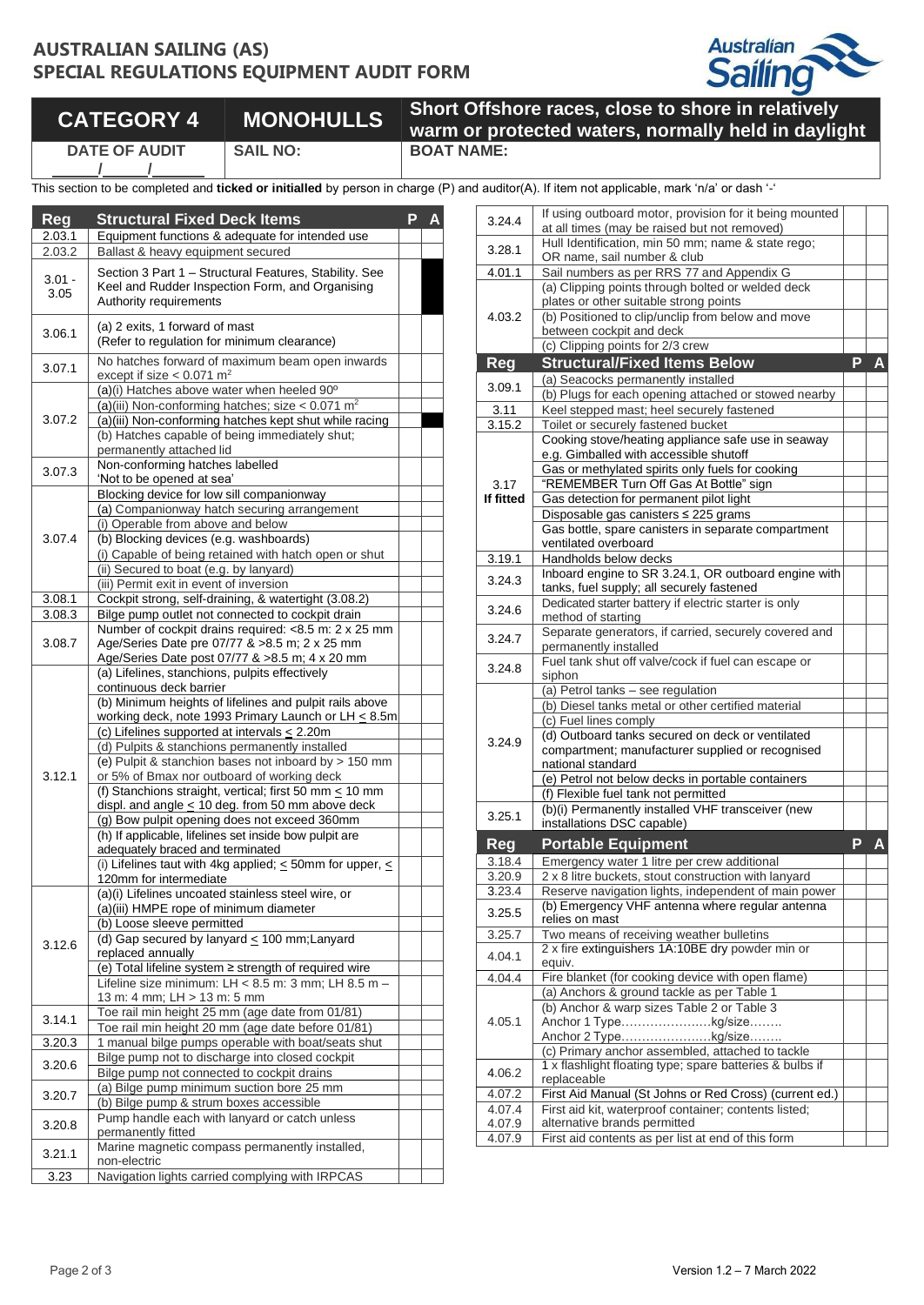# AUSTRALIAN SAILING (AS)
# SPECIAL REGULATIONS EQUIPMENT AUDIT FORM

| CATEGORY 4 | MONOHULLS | Short Offshore races, close to shore in relatively warm or protected waters, normally held in daylight |
|---|---|---|
| DATE OF AUDIT ____/____/____ | SAIL NO: | BOAT NAME: |

This section to be completed and **ticked or initialled** by person in charge (P) and auditor(A). If item not applicable, mark 'n/a' or dash '-'

| Reg | Structural Fixed Deck Items | P | A |
|---|---|---|---|
| 2.03.1 | Equipment functions & adequate for intended use | | |
| 2.03.2 | Ballast & heavy equipment secured | | |
| 3.01 - 3.05 | Section 3 Part 1 – Structural Features, Stability. See Keel and Rudder Inspection Form, and Organising Authority requirements | | |
| 3.06.1 | (a) 2 exits, 1 forward of mast (Refer to regulation for minimum clearance) | | |
| 3.07.1 | No hatches forward of maximum beam open inwards except if size < 0.071 m² | | |
| 3.07.2 | (a)(i) Hatches above water when heeled 90º | | |
| | (a)(iii) Non-conforming hatches; size < 0.071 m² | | |
| | (a)(iii) Non-conforming hatches kept shut while racing | | |
| | (b) Hatches capable of being immediately shut; permanently attached lid | | |
| 3.07.3 | Non-conforming hatches labelled 'Not to be opened at sea' | | |
| 3.07.4 | Blocking device for low sill companionway | | |
| | (a) Companionway hatch securing arrangement | | |
| | (i) Operable from above and below | | |
| | (b) Blocking devices (e.g. washboards) | | |
| | (i) Capable of being retained with hatch open or shut | | |
| | (ii) Secured to boat (e.g. by lanyard) | | |
| | (iii) Permit exit in event of inversion | | |
| 3.08.1 | Cockpit strong, self-draining, & watertight (3.08.2) | | |
| 3.08.3 | Bilge pump outlet not connected to cockpit drain | | |
| 3.08.7 | Number of cockpit drains required: <8.5 m: 2 x 25 mm Age/Series Date pre 07/77 & >8.5 m; 2 x 25 mm Age/Series Date post 07/77 & >8.5 m; 4 x 20 mm | | |
| 3.12.1 | (a) Lifelines, stanchions, pulpits effectively continuous deck barrier | | |
| | (b) Minimum heights of lifelines and pulpit rails above working deck, note 1993 Primary Launch or LH ≤ 8.5m | | |
| | (c) Lifelines supported at intervals ≤ 2.20m | | |
| | (d) Pulpits & stanchions permanently installed | | |
| | (e) Pulpit & stanchion bases not inboard by > 150 mm or 5% of Bmax nor outboard of working deck | | |
| | (f) Stanchions straight, vertical; first 50 mm ≤ 10 mm displ. and angle ≤ 10 deg. from 50 mm above deck | | |
| | (g) Bow pulpit opening does not exceed 360mm | | |
| | (h) If applicable, lifelines set inside bow pulpit are adequately braced and terminated | | |
| | (i) Lifelines taut with 4kg applied; ≤ 50mm for upper, ≤ 120mm for intermediate | | |
| 3.12.6 | (a)(i) Lifelines uncoated stainless steel wire, or | | |
| | (a)(iii) HMPE rope of minimum diameter | | |
| | (b) Loose sleeve permitted | | |
| | (d) Gap secured by lanyard ≤ 100 mm;Lanyard replaced annually | | |
| | (e) Total lifeline system ≥ strength of required wire | | |
| | Lifeline size minimum: LH < 8.5 m: 3 mm; LH 8.5 m – 13 m: 4 mm; LH > 13 m: 5 mm | | |
| 3.14.1 | Toe rail min height 25 mm (age date from 01/81) | | |
| | Toe rail min height 20 mm (age date before 01/81) | | |
| 3.20.3 | 1 manual bilge pumps operable with boat/seats shut | | |
| 3.20.6 | Bilge pump not to discharge into closed cockpit | | |
| | Bilge pump not connected to cockpit drains | | |
| 3.20.7 | (a) Bilge pump minimum suction bore 25 mm | | |
| | (b) Bilge pump & strum boxes accessible | | |
| 3.20.8 | Pump handle each with lanyard or catch unless permanently fitted | | |
| 3.21.1 | Marine magnetic compass permanently installed, non-electric | | |
| 3.23 | Navigation lights carried complying with IRPCAS | | |
| 3.24.4 | If using outboard motor, provision for it being mounted at all times (may be raised but not removed) | | |
| 3.28.1 | Hull Identification, min 50 mm; name & state rego; OR name, sail number & club | | |
| 4.01.1 | Sail numbers as per RRS 77 and Appendix G | | |
| 4.03.2 | (a) Clipping points through bolted or welded deck plates or other suitable strong points | | |
| | (b) Positioned to clip/unclip from below and move between cockpit and deck | | |
| | (c) Clipping points for 2/3 crew | | |

| Reg | Structural/Fixed Items Below | P | A |
|---|---|---|---|
| 3.09.1 | (a) Seacocks permanently installed | | |
| | (b) Plugs for each opening attached or stowed nearby | | |
| 3.11 | Keel stepped mast; heel securely fastened | | |
| 3.15.2 | Toilet or securely fastened bucket | | |
| 3.17 If fitted | Cooking stove/heating appliance safe use in seaway e.g. Gimballed with accessible shutoff | | |
| | Gas or methylated spirits only fuels for cooking | | |
| | "REMEMBER Turn Off Gas At Bottle" sign | | |
| | Gas detection for permanent pilot light | | |
| | Disposable gas canisters ≤ 225 grams | | |
| | Gas bottle, spare canisters in separate compartment ventilated overboard | | |
| 3.19.1 | Handholds below decks | | |
| 3.24.3 | Inboard engine to SR 3.24.1, OR outboard engine with tanks, fuel supply; all securely fastened | | |
| 3.24.6 | Dedicated starter battery if electric starter is only method of starting | | |
| 3.24.7 | Separate generators, if carried, securely covered and permanently installed | | |
| 3.24.8 | Fuel tank shut off valve/cock if fuel can escape or siphon | | |
| 3.24.9 | (a) Petrol tanks – see regulation | | |
| | (b) Diesel tanks metal or other certified material | | |
| | (c) Fuel lines comply | | |
| | (d) Outboard tanks secured on deck or ventilated compartment; manufacturer supplied or recognised national standard | | |
| | (e) Petrol not below decks in portable containers | | |
| | (f) Flexible fuel tank not permitted | | |
| 3.25.1 | (b)(i) Permanently installed VHF transceiver (new installations DSC capable) | | |

| Reg | Portable Equipment | P | A |
|---|---|---|---|
| 3.18.4 | Emergency water 1 litre per crew additional | | |
| 3.20.9 | 2 x 8 litre buckets, stout construction with lanyard | | |
| 3.23.4 | Reserve navigation lights, independent of main power | | |
| 3.25.5 | (b) Emergency VHF antenna where regular antenna relies on mast | | |
| 3.25.7 | Two means of receiving weather bulletins | | |
| 4.04.1 | 2 x fire extinguishers 1A:10BE dry powder min or equiv. | | |
| 4.04.4 | Fire blanket (for cooking device with open flame) | | |
| 4.05.1 | (a) Anchors & ground tackle as per Table 1 | | |
| | (b) Anchor & warp sizes Table 2 or Table 3 Anchor 1 Type………………….kg/size…….. Anchor 2 Type………………….kg/size…….. | | |
| | (c) Primary anchor assembled, attached to tackle | | |
| 4.06.2 | 1 x flashlight floating type; spare batteries & bulbs if replaceable | | |
| 4.07.2 | First Aid Manual (St Johns or Red Cross) (current ed.) | | |
| 4.07.4 4.07.9 | First aid kit, waterproof container; contents listed; alternative brands permitted | | |
| 4.07.9 | First aid contents as per list at end of this form | | |

Version 1.2 – 7 March 2022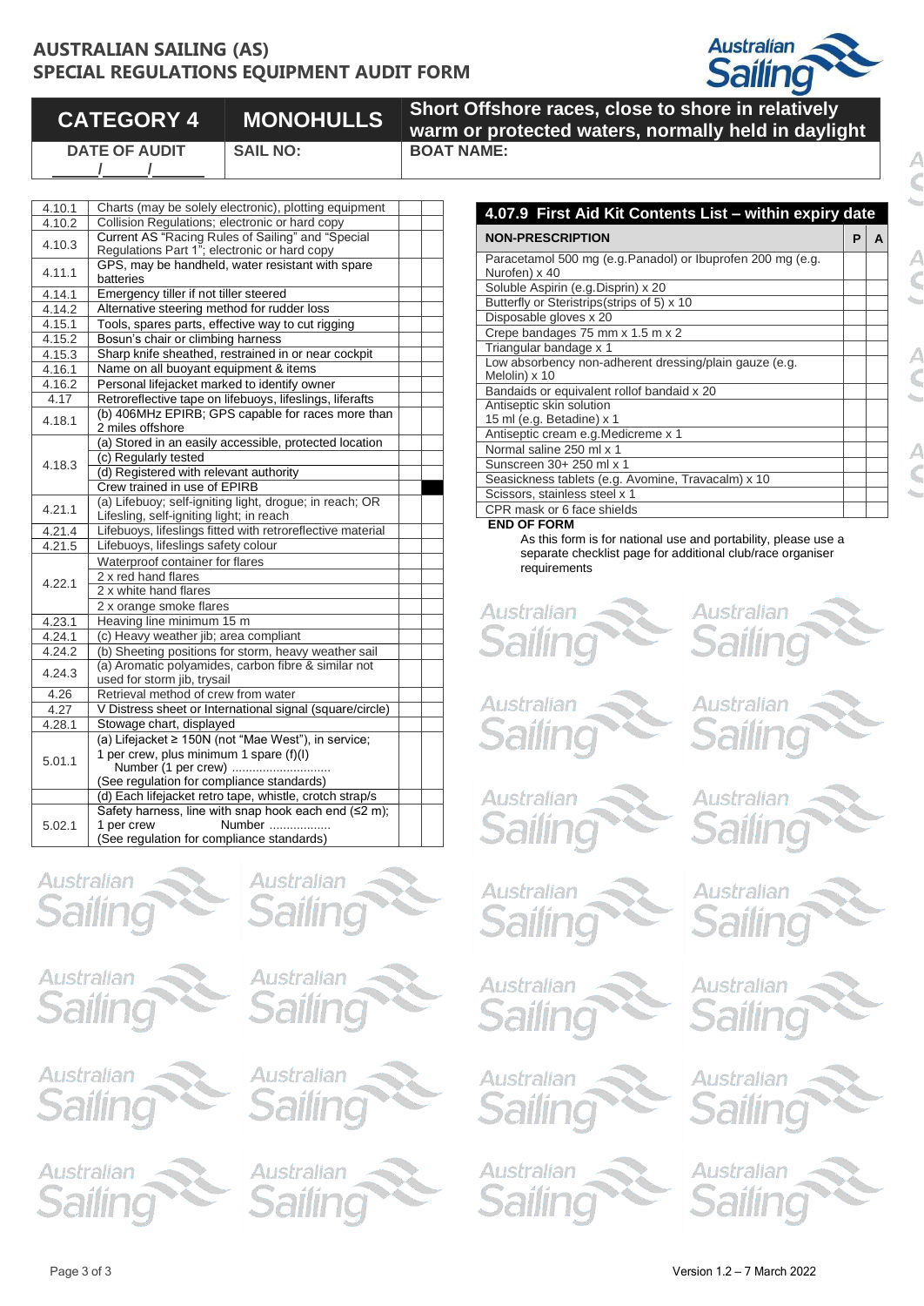# AUSTRALIAN SAILING (AS)
# SPECIAL REGULATIONS EQUIPMENT AUDIT FORM

| CATEGORY 4 | MONOHULLS | Short Offshore races, close to shore in relatively warm or protected waters, normally held in daylight |
|---|---|---|
| DATE OF AUDIT ____/____/____ | SAIL NO: | BOAT NAME: |

| | | | |
|---|---|---|---|
| 4.10.1 | Charts (may be solely electronic), plotting equipment | | |
| 4.10.2 | Collision Regulations; electronic or hard copy | | |
| 4.10.3 | Current AS "Racing Rules of Sailing" and "Special Regulations Part 1"; electronic or hard copy | | |
| 4.11.1 | GPS, may be handheld, water resistant with spare batteries | | |
| 4.14.1 | Emergency tiller if not tiller steered | | |
| 4.14.2 | Alternative steering method for rudder loss | | |
| 4.15.1 | Tools, spares parts, effective way to cut rigging | | |
| 4.15.2 | Bosun's chair or climbing harness | | |
| 4.15.3 | Sharp knife sheathed, restrained in or near cockpit | | |
| 4.16.1 | Name on all buoyant equipment & items | | |
| 4.16.2 | Personal lifejacket marked to identify owner | | |
| 4.17 | Retroreflective tape on lifebuoys, lifeslings, liferafts | | |
| 4.18.1 | (b) 406MHz EPIRB; GPS capable for races more than 2 miles offshore | | |
| 4.18.3 | (a) Stored in an easily accessible, protected location | | |
| | (c) Regularly tested | | |
| | (d) Registered with relevant authority | | |
| | Crew trained in use of EPIRB | | |
| 4.21.1 | (a) Lifebuoy; self-igniting light, drogue; in reach; OR Lifesling, self-igniting light; in reach | | |
| 4.21.4 | Lifebuoys, lifeslings fitted with retroreflective material | | |
| 4.21.5 | Lifebuoys, lifeslings safety colour | | |
| 4.22.1 | Waterproof container for flares | | |
| | 2 x red hand flares | | |
| | 2 x white hand flares | | |
| | 2 x orange smoke flares | | |
| 4.23.1 | Heaving line minimum 15 m | | |
| 4.24.1 | (c) Heavy weather jib; area compliant | | |
| 4.24.2 | (b) Sheeting positions for storm, heavy weather sail | | |
| 4.24.3 | (a) Aromatic polyamides, carbon fibre & similar not used for storm jib, trysail | | |
| 4.26 | Retrieval method of crew from water | | |
| 4.27 | V Distress sheet or International signal (square/circle) | | |
| 4.28.1 | Stowage chart, displayed | | |
| 5.01.1 | (a) Lifejacket ≥ 150N (not "Mae West"), in service; 1 per crew, plus minimum 1 spare (f)(I) Number (1 per crew) ............................ (See regulation for compliance standards) | | |
| | (d) Each lifejacket retro tape, whistle, crotch strap/s | | |
| 5.02.1 | Safety harness, line with snap hook each end (≤2 m); 1 per crew Number ................. (See regulation for compliance standards) | | |

## 4.07.9 First Aid Kit Contents List – within expiry date

| NON-PRESCRIPTION | P | A |
|---|---|---|
| Paracetamol 500 mg (e.g.Panadol) or Ibuprofen 200 mg (e.g. Nurofen) x 40 | | |
| Soluble Aspirin (e.g.Disprin) x 20 | | |
| Butterfly or Steristrips(strips of 5) x 10 | | |
| Disposable gloves x 20 | | |
| Crepe bandages 75 mm x 1.5 m x 2 | | |
| Triangular bandage x 1 | | |
| Low absorbency non-adherent dressing/plain gauze (e.g. Melolin) x 10 | | |
| Bandaids or equivalent rollof bandaid x 20 | | |
| Antiseptic skin solution 15 ml (e.g. Betadine) x 1 | | |
| Antiseptic cream e.g.Medicreme x 1 | | |
| Normal saline 250 ml x 1 | | |
| Sunscreen 30+ 250 ml x 1 | | |
| Seasickness tablets (e.g. Avomine, Travacalm) x 10 | | |
| Scissors, stainless steel x 1 | | |
| CPR mask or 6 face shields | | |

**END OF FORM**

As this form is for national use and portability, please use a separate checklist page for additional club/race organiser requirements

Version 1.2 – 7 March 2022